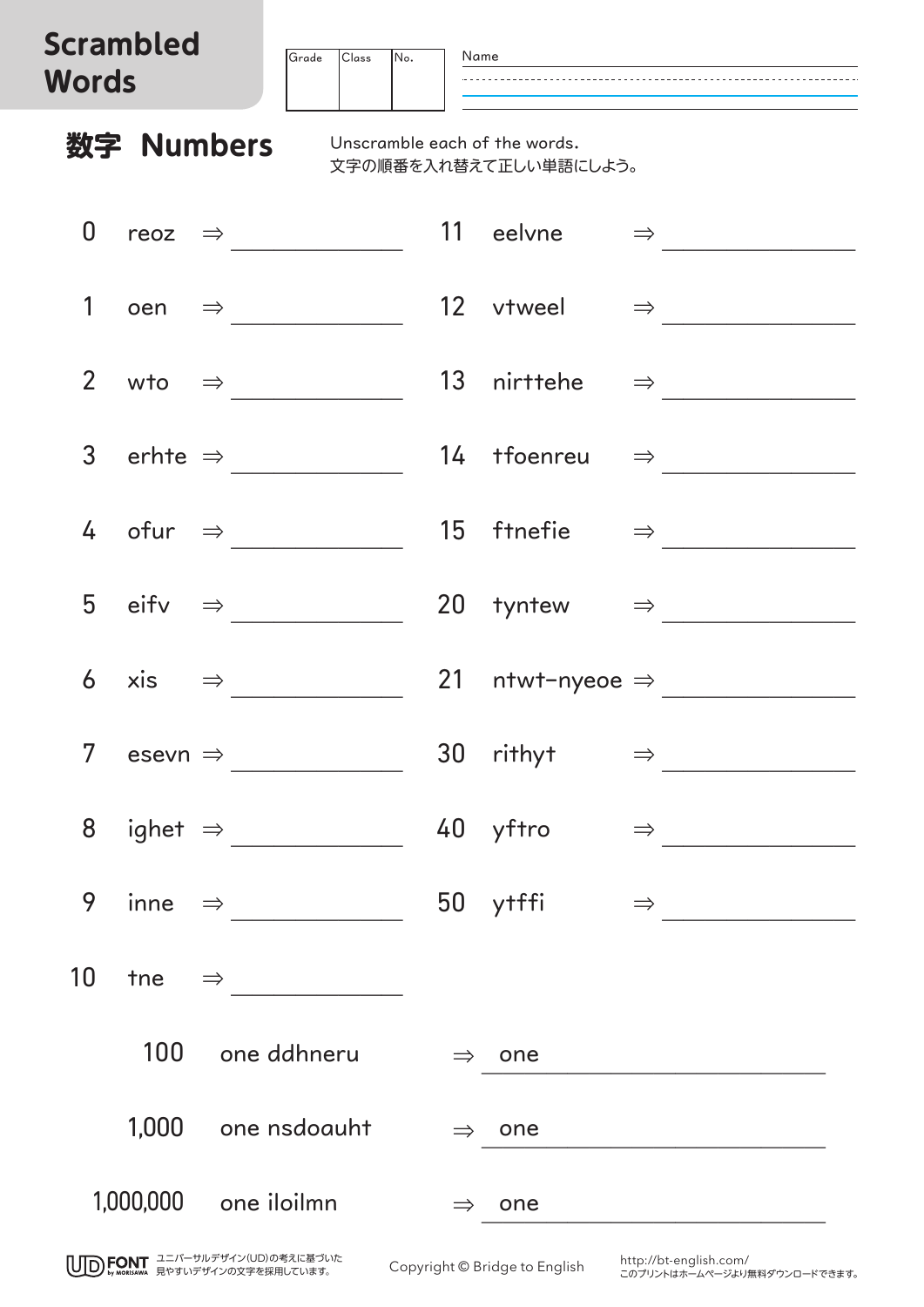# Scrambled Words

| Grade | Class | No. |
|---|---|---|
| | | |

Name

## 数字 Numbers

Unscramble each of the words.
文字の順番を入れ替えて正しい単語にしよう。

| | | | | | | | |
|---|---|---|---|---|---|---|---|
| 0 | reoz | ⇒ | ＿＿＿＿＿ | 11 | eelvne | ⇒ | ＿＿＿＿＿ |
| 1 | oen | ⇒ | ＿＿＿＿＿ | 12 | vtweel | ⇒ | ＿＿＿＿＿ |
| 2 | wto | ⇒ | ＿＿＿＿＿ | 13 | nirttehe | ⇒ | ＿＿＿＿＿ |
| 3 | erhte | ⇒ | ＿＿＿＿＿ | 14 | tfoenreu | ⇒ | ＿＿＿＿＿ |
| 4 | ofur | ⇒ | ＿＿＿＿＿ | 15 | ftnefie | ⇒ | ＿＿＿＿＿ |
| 5 | eifv | ⇒ | ＿＿＿＿＿ | 20 | tyntew | ⇒ | ＿＿＿＿＿ |
| 6 | xis | ⇒ | ＿＿＿＿＿ | 21 | ntwt-nyeoe | ⇒ | ＿＿＿＿＿ |
| 7 | esevn | ⇒ | ＿＿＿＿＿ | 30 | rithyt | ⇒ | ＿＿＿＿＿ |
| 8 | ighet | ⇒ | ＿＿＿＿＿ | 40 | yftro | ⇒ | ＿＿＿＿＿ |
| 9 | inne | ⇒ | ＿＿＿＿＿ | 50 | ytffi | ⇒ | ＿＿＿＿＿ |
| 10 | tne | ⇒ | ＿＿＿＿＿ | | | | |

| | | | |
|---|---|---|---|
| 100 | one ddhneru | ⇒ | one ＿＿＿＿＿ |
| 1,000 | one nsdoauht | ⇒ | one ＿＿＿＿＿ |
| 1,000,000 | one iloilmn | ⇒ | one ＿＿＿＿＿ |

UD FONT by MORISAWA ユニバーサルデザイン(UD)の考えに基づいた見やすいデザインの文字を採用しています。

Copyright © Bridge to English

http://bt-english.com/
このプリントはホームページより無料ダウンロードできます。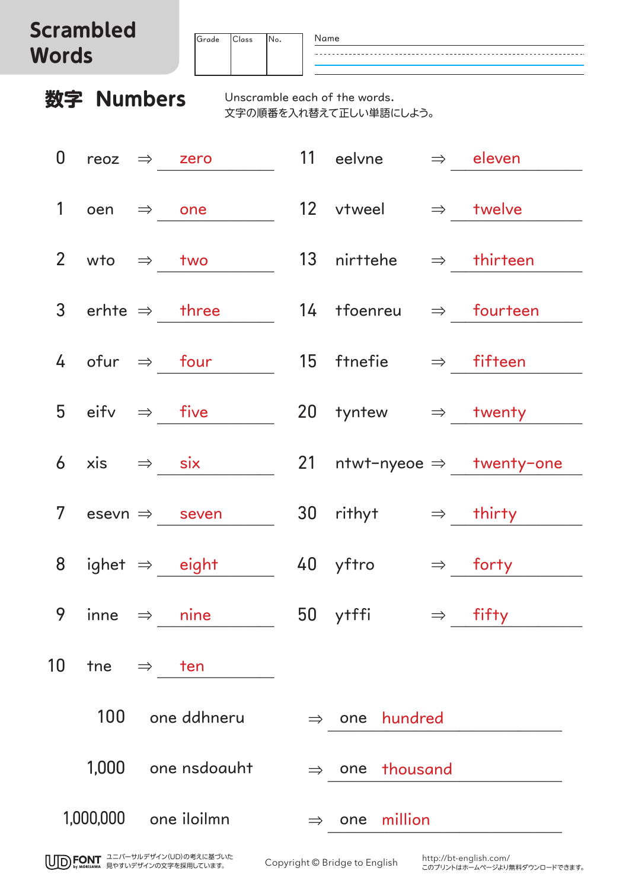# Scrambled Words

| Grade | Class | No. |
|---|---|---|
| | | |

Name

## 数字 Numbers

Unscramble each of the words.
文字の順番を入れ替えて正しい単語にしよう。

| | | | | | | | |
|---|---|---|---|---|---|---|---|
| 0 | reoz | ⇒ | zero | 11 | eelvne | ⇒ | eleven |
| 1 | oen | ⇒ | one | 12 | vtweel | ⇒ | twelve |
| 2 | wto | ⇒ | two | 13 | nirttehe | ⇒ | thirteen |
| 3 | erhte | ⇒ | three | 14 | tfoenreu | ⇒ | fourteen |
| 4 | ofur | ⇒ | four | 15 | ftnefie | ⇒ | fifteen |
| 5 | eifv | ⇒ | five | 20 | tyntew | ⇒ | twenty |
| 6 | xis | ⇒ | six | 21 | ntwt-nyeoe | ⇒ | twenty-one |
| 7 | esevn | ⇒ | seven | 30 | rithyt | ⇒ | thirty |
| 8 | ighet | ⇒ | eight | 40 | yftro | ⇒ | forty |
| 9 | inne | ⇒ | nine | 50 | ytffi | ⇒ | fifty |
| 10 | tne | ⇒ | ten | | | | |

| | | | |
|---|---|---|---|
| 100 | one ddhneru | ⇒ | one hundred |
| 1,000 | one nsdoauht | ⇒ | one thousand |
| 1,000,000 | one iloilmn | ⇒ | one million |

UD FONT by MORISAWA ユニバーサルデザイン(UD)の考えに基づいた見やすいデザインの文字を採用しています。

Copyright © Bridge to English

http://bt-english.com/
このプリントはホームページより無料ダウンロードできます。